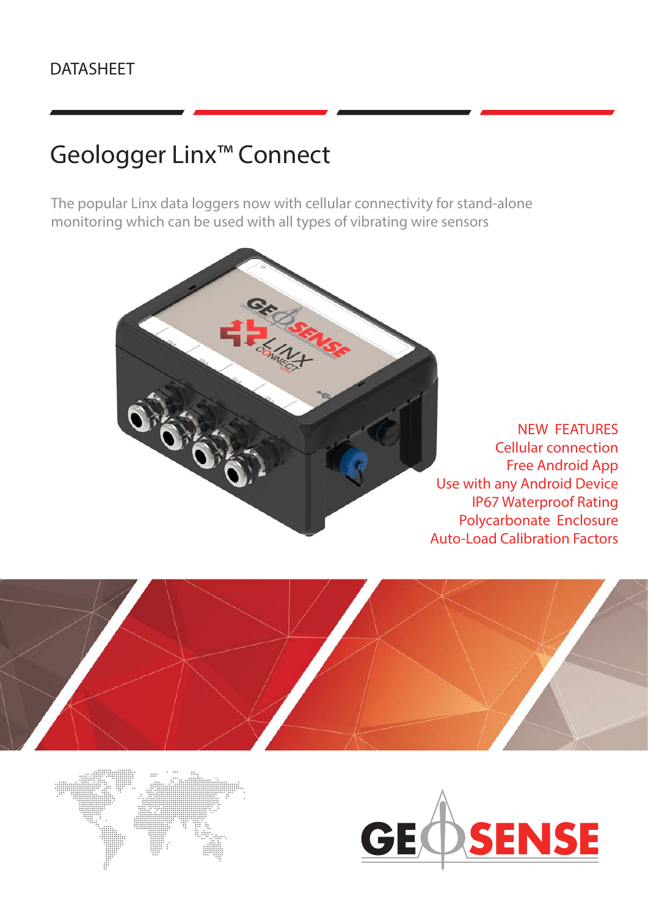DATASHEET

# Geologger Linx™ Connect

The popular Linx data loggers now with cellular connectivity for stand-alone monitoring which can be used with all types of vibrating wire sensors

NEW FEATURES
Cellular connection
Free Android App
Use with any Android Device
IP67 Waterproof Rating
Polycarbonate Enclosure
Auto-Load Calibration Factors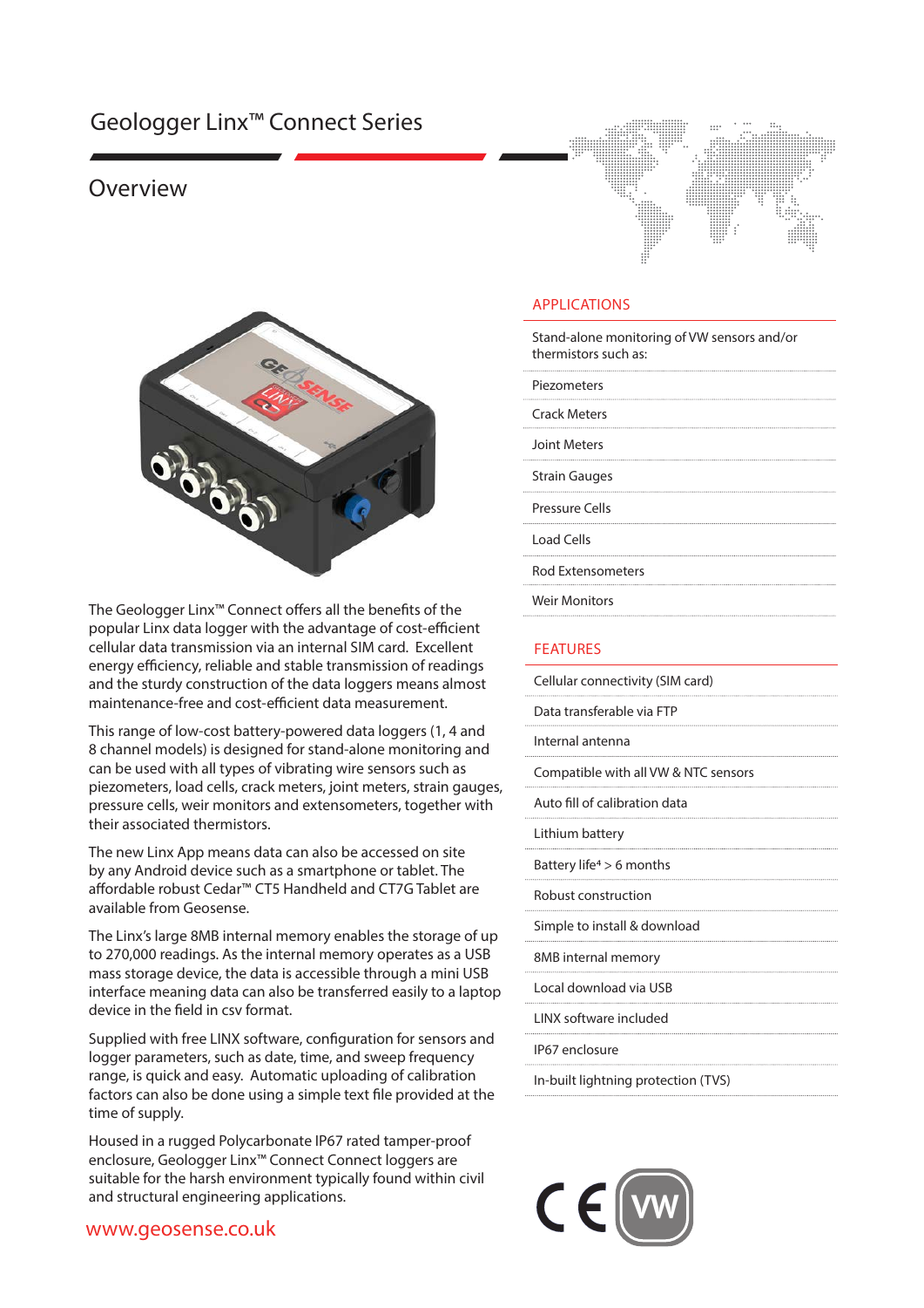# Geologger Linx™ Connect Series

## Overview

The Geologger Linx™ Connect offers all the benefits of the popular Linx data logger with the advantage of cost-efficient cellular data transmission via an internal SIM card. Excellent energy efficiency, reliable and stable transmission of readings and the sturdy construction of the data loggers means almost maintenance-free and cost-efficient data measurement.

This range of low-cost battery-powered data loggers (1, 4 and 8 channel models) is designed for stand-alone monitoring and can be used with all types of vibrating wire sensors such as piezometers, load cells, crack meters, joint meters, strain gauges, pressure cells, weir monitors and extensometers, together with their associated thermistors.

The new Linx App means data can also be accessed on site by any Android device such as a smartphone or tablet. The affordable robust Cedar™ CT5 Handheld and CT7G Tablet are available from Geosense.

The Linx's large 8MB internal memory enables the storage of up to 270,000 readings. As the internal memory operates as a USB mass storage device, the data is accessible through a mini USB interface meaning data can also be transferred easily to a laptop device in the field in csv format.

Supplied with free LINX software, configuration for sensors and logger parameters, such as date, time, and sweep frequency range, is quick and easy. Automatic uploading of calibration factors can also be done using a simple text file provided at the time of supply.

Housed in a rugged Polycarbonate IP67 rated tamper-proof enclosure, Geologger Linx™ Connect Connect loggers are suitable for the harsh environment typically found within civil and structural engineering applications.

www.geosense.co.uk

## APPLICATIONS

Stand-alone monitoring of VW sensors and/or thermistors such as:

- Piezometers
- Crack Meters
- Joint Meters
- Strain Gauges
- Pressure Cells
- Load Cells
- Rod Extensometers
- Weir Monitors

## FEATURES

- Cellular connectivity (SIM card)
- Data transferable via FTP
- Internal antenna
- Compatible with all VW & NTC sensors
- Auto fill of calibration data
- Lithium battery
- Battery life[4] > 6 months
- Robust construction
- Simple to install & download
- 8MB internal memory
- Local download via USB
- LINX software included
- IP67 enclosure
- In-built lightning protection (TVS)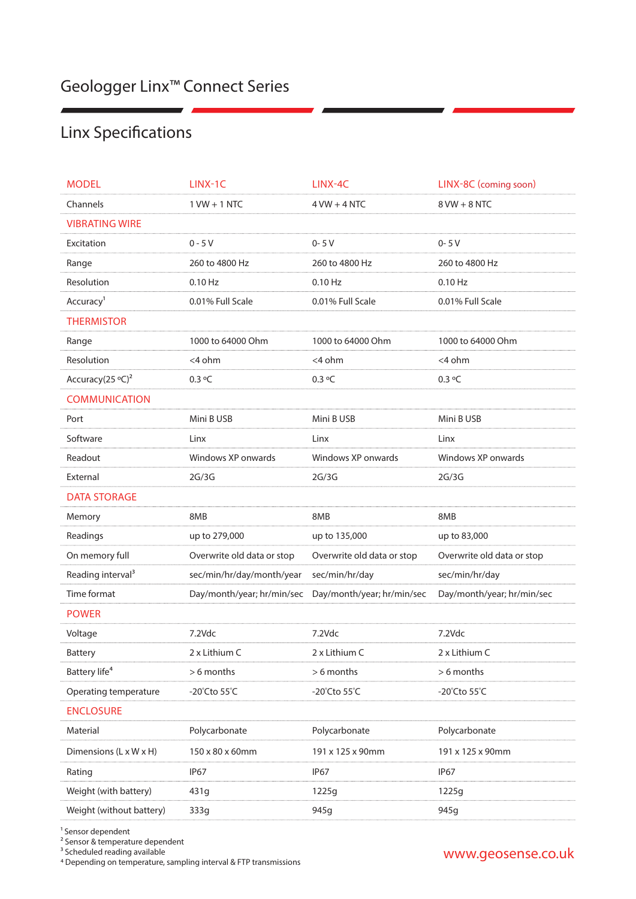# Geologger Linx™ Connect Series

## Linx Specifications

| MODEL | LINX-1C | LINX-4C | LINX-8C (coming soon) |
|---|---|---|---|
| Channels | 1 VW + 1 NTC | 4 VW + 4 NTC | 8 VW + 8 NTC |
| **VIBRATING WIRE** | | | |
| Excitation | 0 - 5 V | 0- 5 V | 0- 5 V |
| Range | 260 to 4800 Hz | 260 to 4800 Hz | 260 to 4800 Hz |
| Resolution | 0.10 Hz | 0.10 Hz | 0.10 Hz |
| Accuracy[1] | 0.01% Full Scale | 0.01% Full Scale | 0.01% Full Scale |
| **THERMISTOR** | | | |
| Range | 1000 to 64000 Ohm | 1000 to 64000 Ohm | 1000 to 64000 Ohm |
| Resolution | <4 ohm | <4 ohm | <4 ohm |
| Accuracy(25 ºC)[2] | 0.3 ºC | 0.3 ºC | 0.3 ºC |
| **COMMUNICATION** | | | |
| Port | Mini B USB | Mini B USB | Mini B USB |
| Software | Linx | Linx | Linx |
| Readout | Windows XP onwards | Windows XP onwards | Windows XP onwards |
| External | 2G/3G | 2G/3G | 2G/3G |
| **DATA STORAGE** | | | |
| Memory | 8MB | 8MB | 8MB |
| Readings | up to 279,000 | up to 135,000 | up to 83,000 |
| On memory full | Overwrite old data or stop | Overwrite old data or stop | Overwrite old data or stop |
| Reading interval[3] | sec/min/hr/day/month/year | sec/min/hr/day | sec/min/hr/day |
| Time format | Day/month/year; hr/min/sec | Day/month/year; hr/min/sec | Day/month/year; hr/min/sec |
| **POWER** | | | |
| Voltage | 7.2Vdc | 7.2Vdc | 7.2Vdc |
| Battery | 2 x Lithium C | 2 x Lithium C | 2 x Lithium C |
| Battery life[4] | > 6 months | > 6 months | > 6 months |
| Operating temperature | -20˚Cto 55˚C | -20˚Cto 55˚C | -20˚Cto 55˚C |
| **ENCLOSURE** | | | |
| Material | Polycarbonate | Polycarbonate | Polycarbonate |
| Dimensions (L x W x H) | 150 x 80 x 60mm | 191 x 125 x 90mm | 191 x 125 x 90mm |
| Rating | IP67 | IP67 | IP67 |
| Weight (with battery) | 431g | 1225g | 1225g |
| Weight (without battery) | 333g | 945g | 945g |

[1] Sensor dependent
[2] Sensor & temperature dependent
[3] Scheduled reading available
[4] Depending on temperature, sampling interval & FTP transmissions

www.geosense.co.uk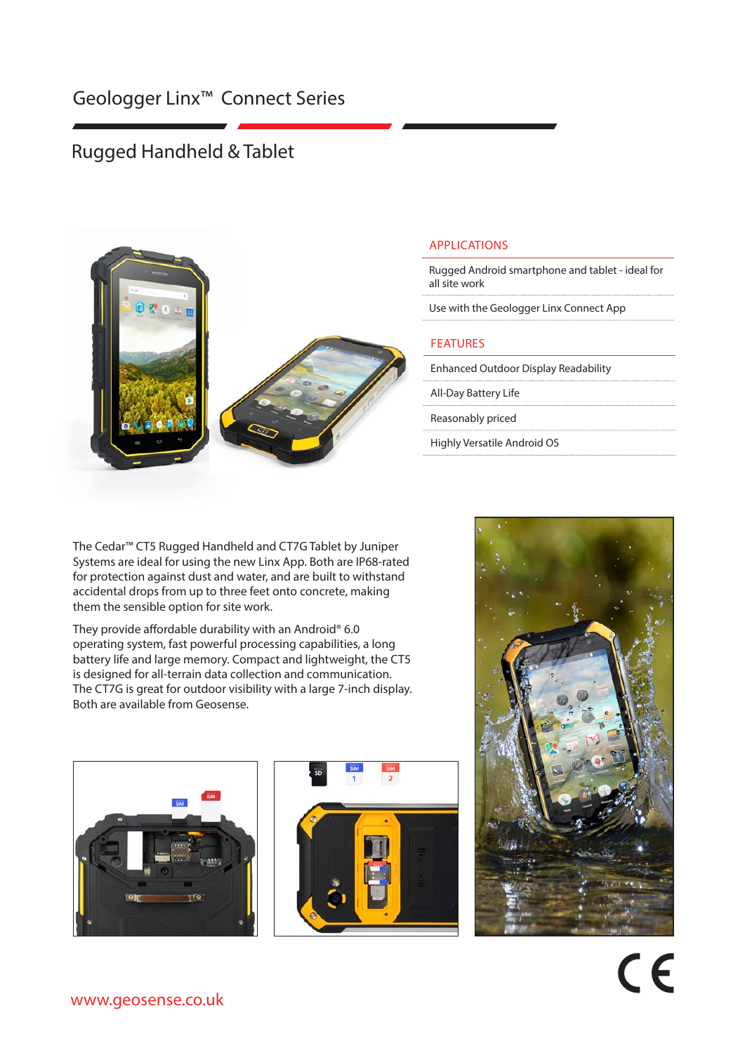# Geologger Linx™ Connect Series

## Rugged Handheld & Tablet

### APPLICATIONS

- Rugged Android smartphone and tablet - ideal for all site work
- Use with the Geologger Linx Connect App

### FEATURES

- Enhanced Outdoor Display Readability
- All-Day Battery Life
- Reasonably priced
- Highly Versatile Android OS

The Cedar™ CT5 Rugged Handheld and CT7G Tablet by Juniper Systems are ideal for using the new Linx App. Both are IP68-rated for protection against dust and water, and are built to withstand accidental drops from up to three feet onto concrete, making them the sensible option for site work.

They provide affordable durability with an Android® 6.0 operating system, fast powerful processing capabilities, a long battery life and large memory. Compact and lightweight, the CT5 is designed for all-terrain data collection and communication. The CT7G is great for outdoor visibility with a large 7-inch display. Both are available from Geosense.

www.geosense.co.uk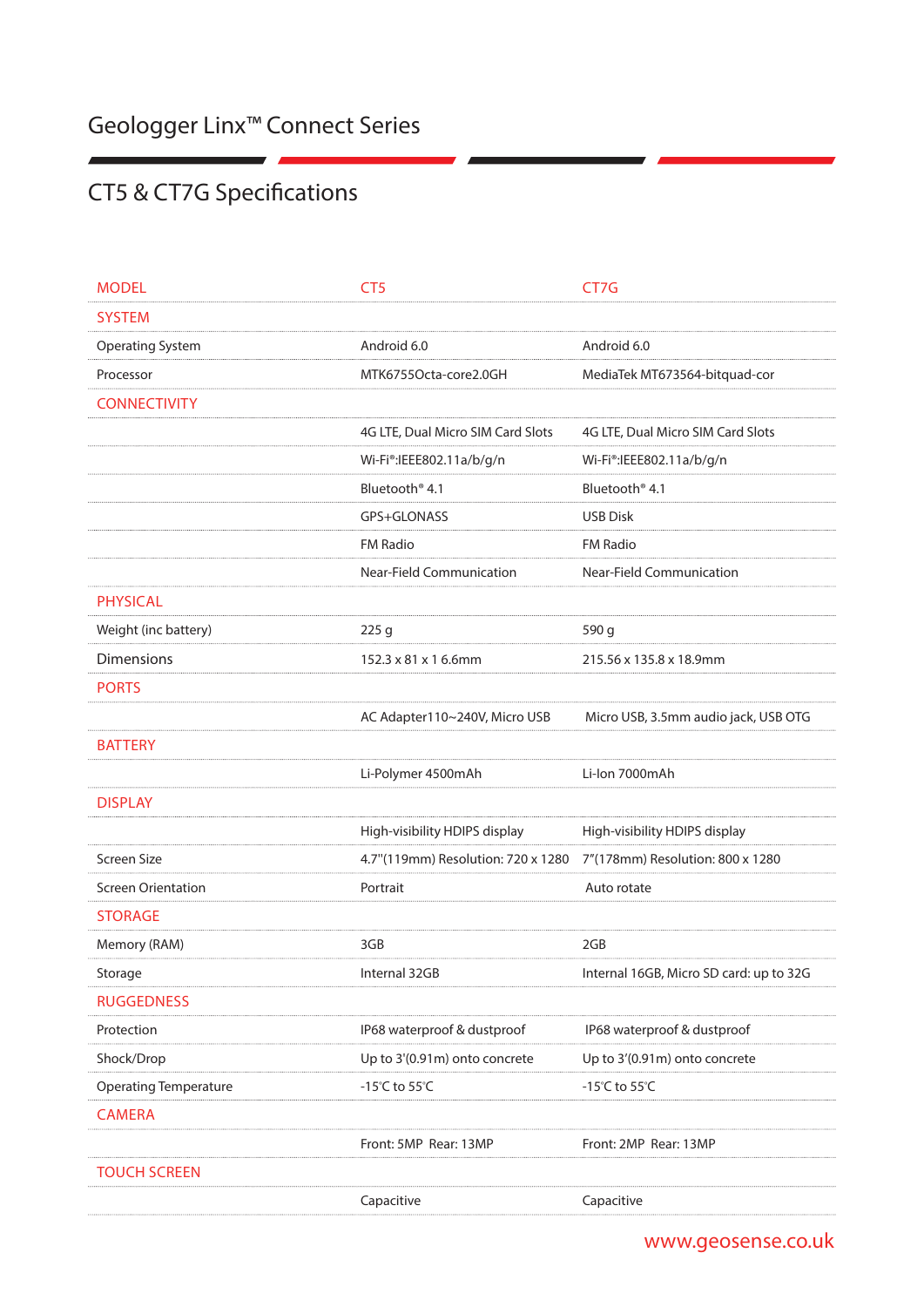# Geologger Linx™ Connect Series

## CT5 & CT7G Specifications

| MODEL | CT5 | CT7G |
|---|---|---|
| **SYSTEM** | | |
| Operating System | Android 6.0 | Android 6.0 |
| Processor | MTK6755Octa-core2.0GH | MediaTek MT673564-bitquad-cor |
| **CONNECTIVITY** | | |
| | 4G LTE, Dual Micro SIM Card Slots | 4G LTE, Dual Micro SIM Card Slots |
| | Wi-Fi®:IEEE802.11a/b/g/n | Wi-Fi®:IEEE802.11a/b/g/n |
| | Bluetooth® 4.1 | Bluetooth® 4.1 |
| | GPS+GLONASS | USB Disk |
| | FM Radio | FM Radio |
| | Near-Field Communication | Near-Field Communication |
| **PHYSICAL** | | |
| Weight (inc battery) | 225 g | 590 g |
| Dimensions | 152.3 x 81 x 1 6.6mm | 215.56 x 135.8 x 18.9mm |
| **PORTS** | | |
| | AC Adapter110~240V, Micro USB | Micro USB, 3.5mm audio jack, USB OTG |
| **BATTERY** | | |
| | Li-Polymer 4500mAh | Li-Ion 7000mAh |
| **DISPLAY** | | |
| | High-visibility HDIPS display | High-visibility HDIPS display |
| Screen Size | 4.7"(119mm) Resolution: 720 x 1280 | 7"(178mm) Resolution: 800 x 1280 |
| Screen Orientation | Portrait | Auto rotate |
| **STORAGE** | | |
| Memory (RAM) | 3GB | 2GB |
| Storage | Internal 32GB | Internal 16GB, Micro SD card: up to 32G |
| **RUGGEDNESS** | | |
| Protection | IP68 waterproof & dustproof | IP68 waterproof & dustproof |
| Shock/Drop | Up to 3'(0.91m) onto concrete | Up to 3'(0.91m) onto concrete |
| Operating Temperature | -15°C to 55°C | -15°C to 55°C |
| **CAMERA** | | |
| | Front: 5MP Rear: 13MP | Front: 2MP Rear: 13MP |
| **TOUCH SCREEN** | | |
| | Capacitive | Capacitive |

www.geosense.co.uk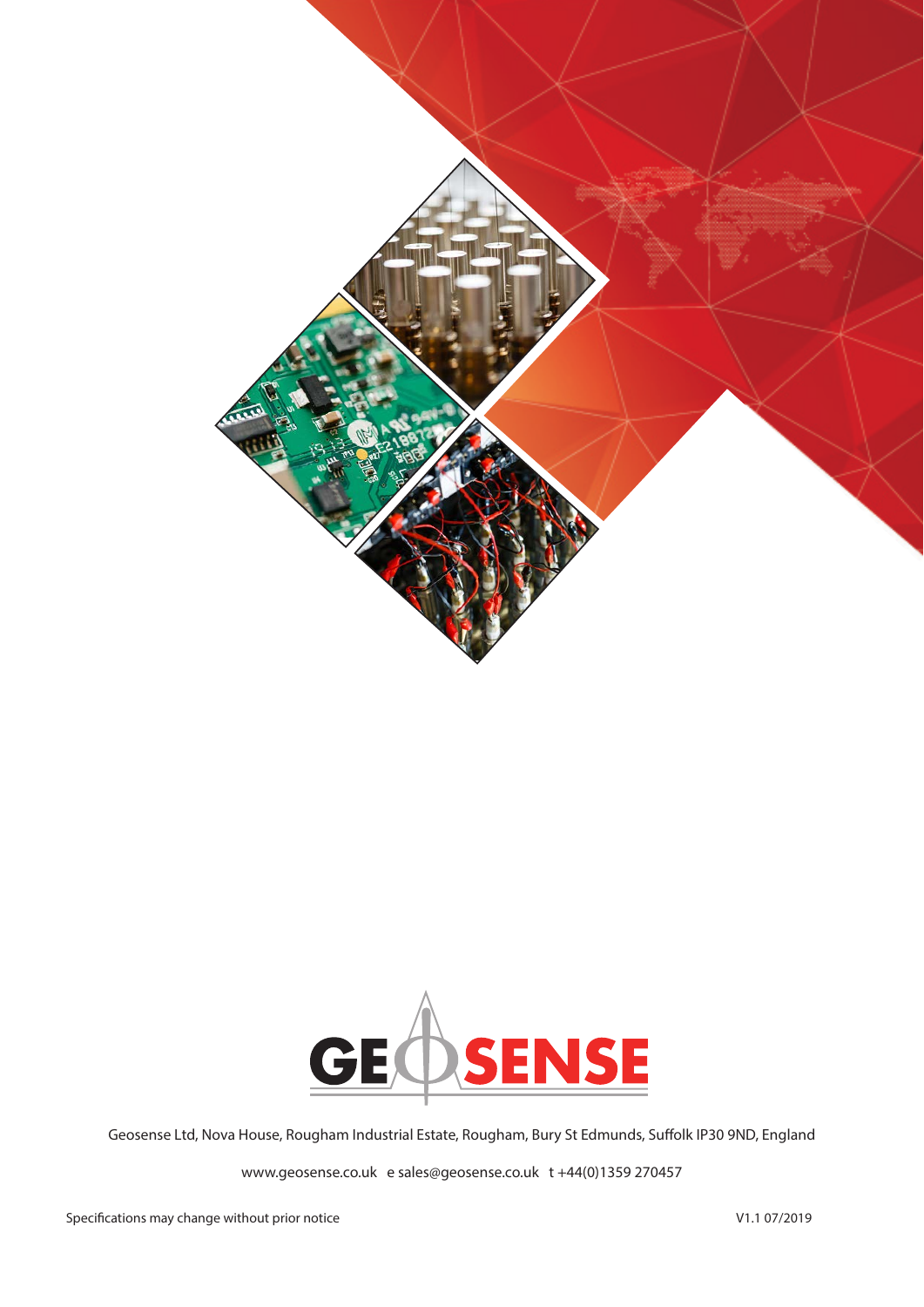GEOSENSE

Geosense Ltd, Nova House, Rougham Industrial Estate, Rougham, Bury St Edmunds, Suffolk IP30 9ND, England

www.geosense.co.uk  e sales@geosense.co.uk  t +44(0)1359 270457

Specifications may change without prior notice

V1.1 07/2019